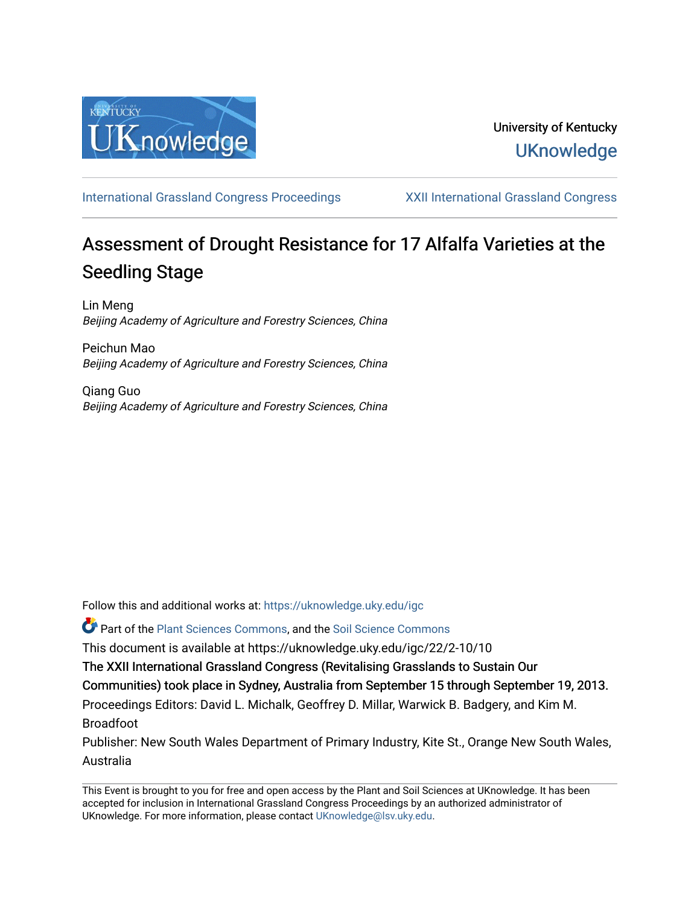University of Kentucky
UKnowledge

International Grassland Congress Proceedings | XXII International Grassland Congress

# Assessment of Drought Resistance for 17 Alfalfa Varieties at the Seedling Stage

Lin Meng
*Beijing Academy of Agriculture and Forestry Sciences, China*

Peichun Mao
*Beijing Academy of Agriculture and Forestry Sciences, China*

Qiang Guo
*Beijing Academy of Agriculture and Forestry Sciences, China*

Follow this and additional works at: https://uknowledge.uky.edu/igc

Part of the Plant Sciences Commons, and the Soil Science Commons

This document is available at https://uknowledge.uky.edu/igc/22/2-10/10

The XXII International Grassland Congress (Revitalising Grasslands to Sustain Our Communities) took place in Sydney, Australia from September 15 through September 19, 2013.

Proceedings Editors: David L. Michalk, Geoffrey D. Millar, Warwick B. Badgery, and Kim M. Broadfoot

Publisher: New South Wales Department of Primary Industry, Kite St., Orange New South Wales, Australia

This Event is brought to you for free and open access by the Plant and Soil Sciences at UKnowledge. It has been accepted for inclusion in International Grassland Congress Proceedings by an authorized administrator of UKnowledge. For more information, please contact UKnowledge@lsv.uky.edu.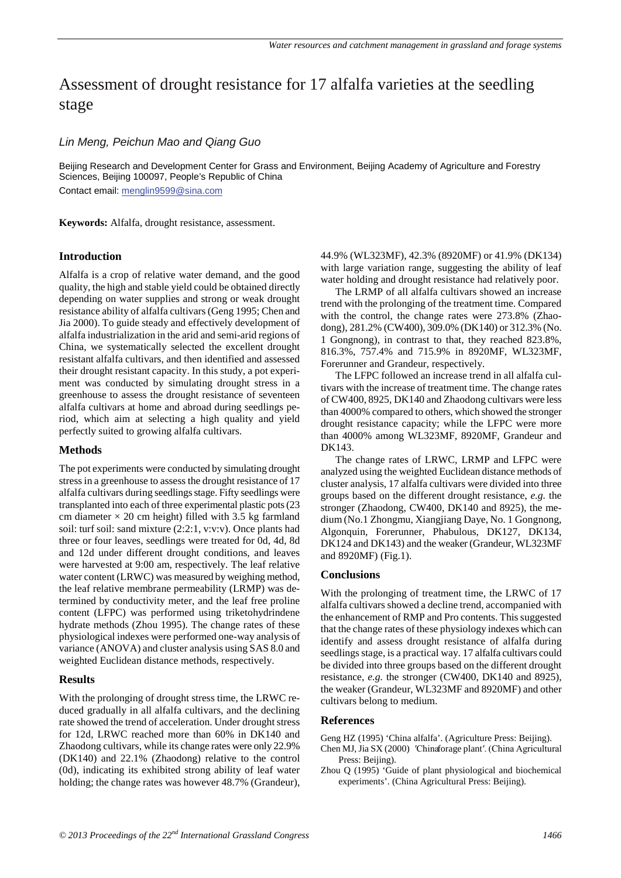# Assessment of drought resistance for 17 alfalfa varieties at the seedling stage

*Lin Meng, Peichun Mao and Qiang Guo*

Beijing Research and Development Center for Grass and Environment, Beijing Academy of Agriculture and Forestry Sciences, Beijing 100097, People's Republic of China

Contact email: menglin9599@sina.com

**Keywords:** Alfalfa, drought resistance, assessment.

## Introduction

Alfalfa is a crop of relative water demand, and the good quality, the high and stable yield could be obtained directly depending on water supplies and strong or weak drought resistance ability of alfalfa cultivars (Geng 1995; Chen and Jia 2000). To guide steady and effectively development of alfalfa industrialization in the arid and semi-arid regions of China, we systematically selected the excellent drought resistant alfalfa cultivars, and then identified and assessed their drought resistant capacity. In this study, a pot experiment was conducted by simulating drought stress in a greenhouse to assess the drought resistance of seventeen alfalfa cultivars at home and abroad during seedlings period, which aim at selecting a high quality and yield perfectly suited to growing alfalfa cultivars.

## Methods

The pot experiments were conducted by simulating drought stress in a greenhouse to assess the drought resistance of 17 alfalfa cultivars during seedlings stage. Fifty seedlings were transplanted into each of three experimental plastic pots (23 cm diameter × 20 cm height) filled with 3.5 kg farmland soil: turf soil: sand mixture (2:2:1, v:v:v). Once plants had three or four leaves, seedlings were treated for 0d, 4d, 8d and 12d under different drought conditions, and leaves were harvested at 9:00 am, respectively. The leaf relative water content (LRWC) was measured by weighing method, the leaf relative membrane permeability (LRMP) was determined by conductivity meter, and the leaf free proline content (LFPC) was performed using triketohydrindene hydrate methods (Zhou 1995). The change rates of these physiological indexes were performed one-way analysis of variance (ANOVA) and cluster analysis using SAS 8.0 and weighted Euclidean distance methods, respectively.

## Results

With the prolonging of drought stress time, the LRWC reduced gradually in all alfalfa cultivars, and the declining rate showed the trend of acceleration. Under drought stress for 12d, LRWC reached more than 60% in DK140 and Zhaodong cultivars, while its change rates were only 22.9% (DK140) and 22.1% (Zhaodong) relative to the control (0d), indicating its exhibited strong ability of leaf water holding; the change rates was however 48.7% (Grandeur), 44.9% (WL323MF), 42.3% (8920MF) or 41.9% (DK134) with large variation range, suggesting the ability of leaf water holding and drought resistance had relatively poor.

The LRMP of all alfalfa cultivars showed an increase trend with the prolonging of the treatment time. Compared with the control, the change rates were 273.8% (Zhaodong), 281.2% (CW400), 309.0% (DK140) or 312.3% (No. 1 Gongnong), in contrast to that, they reached 823.8%, 816.3%, 757.4% and 715.9% in 8920MF, WL323MF, Forerunner and Grandeur, respectively.

The LFPC followed an increase trend in all alfalfa cultivars with the increase of treatment time. The change rates of CW400, 8925, DK140 and Zhaodong cultivars were less than 4000% compared to others, which showed the stronger drought resistance capacity; while the LFPC were more than 4000% among WL323MF, 8920MF, Grandeur and DK143.

The change rates of LRWC, LRMP and LFPC were analyzed using the weighted Euclidean distance methods of cluster analysis, 17 alfalfa cultivars were divided into three groups based on the different drought resistance, *e.g.* the stronger (Zhaodong, CW400, DK140 and 8925), the medium (No.1 Zhongmu, Xiangjiang Daye, No. 1 Gongnong, Algonquin, Forerunner, Phabulous, DK127, DK134, DK124 and DK143) and the weaker (Grandeur, WL323MF and 8920MF) (Fig.1).

## Conclusions

With the prolonging of treatment time, the LRWC of 17 alfalfa cultivars showed a decline trend, accompanied with the enhancement of RMP and Pro contents. This suggested that the change rates of these physiology indexes which can identify and assess drought resistance of alfalfa during seedlings stage, is a practical way. 17 alfalfa cultivars could be divided into three groups based on the different drought resistance, *e.g.* the stronger (CW400, DK140 and 8925), the weaker (Grandeur, WL323MF and 8920MF) and other cultivars belong to medium.

## References

Geng HZ (1995) 'China alfalfa'. (Agriculture Press: Beijing).

Chen MJ, Jia SX (2000) 'Chinaforage plant'. (China Agricultural Press: Beijing).

Zhou Q (1995) 'Guide of plant physiological and biochemical experiments'. (China Agricultural Press: Beijing).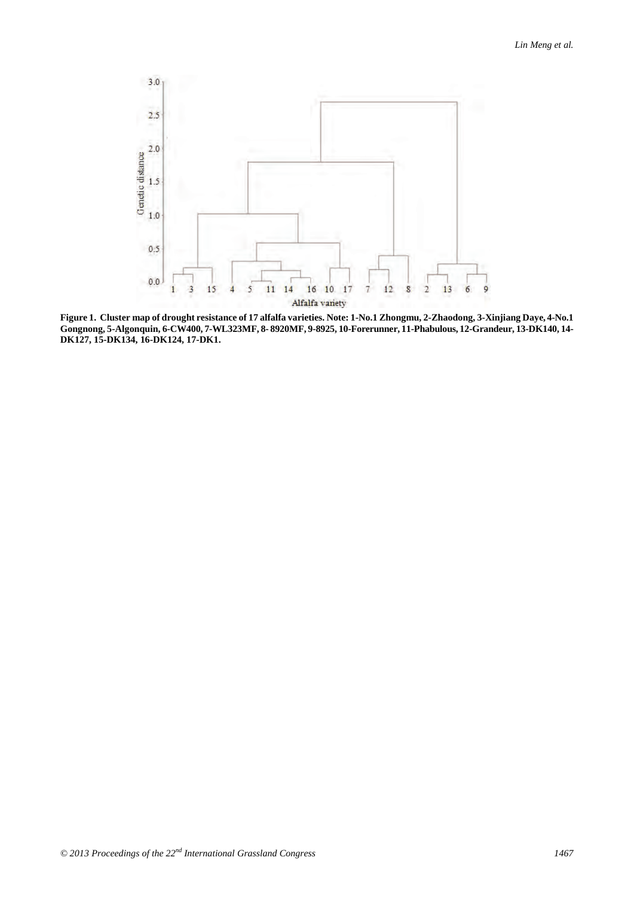3.0

2.5

2.0

1.5

1.0

0.5

0.0

Genetic distance

1 3 15 4 5 11 14 16 10 17 7 12 8 2 13 6 9

Alfalfa variety

**Figure 1. Cluster map of drought resistance of 17 alfalfa varieties. Note: 1-No.1 Zhongmu, 2-Zhaodong, 3-Xinjiang Daye, 4-No.1 Gongnong, 5-Algonquin, 6-CW400, 7-WL323MF, 8- 8920MF, 9-8925, 10-Forerunner, 11-Phabulous, 12-Grandeur, 13-DK140, 14-DK127, 15-DK134, 16-DK124, 17-DK1.**